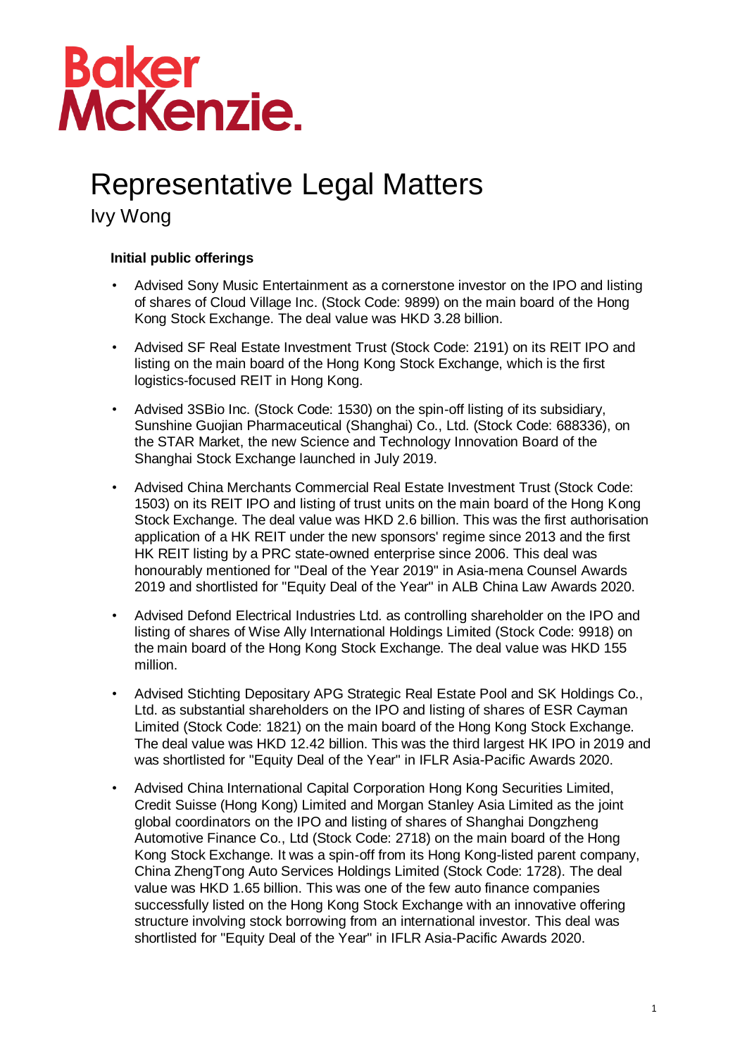Baker McKenzie.

# Representative Legal Matters

## Ivy Wong

### Initial public offerings

- Advised Sony Music Entertainment as a cornerstone investor on the IPO and listing of shares of Cloud Village Inc. (Stock Code: 9899) on the main board of the Hong Kong Stock Exchange. The deal value was HKD 3.28 billion.
- Advised SF Real Estate Investment Trust (Stock Code: 2191) on its REIT IPO and listing on the main board of the Hong Kong Stock Exchange, which is the first logistics-focused REIT in Hong Kong.
- Advised 3SBio Inc. (Stock Code: 1530) on the spin-off listing of its subsidiary, Sunshine Guojian Pharmaceutical (Shanghai) Co., Ltd. (Stock Code: 688336), on the STAR Market, the new Science and Technology Innovation Board of the Shanghai Stock Exchange launched in July 2019.
- Advised China Merchants Commercial Real Estate Investment Trust (Stock Code: 1503) on its REIT IPO and listing of trust units on the main board of the Hong Kong Stock Exchange. The deal value was HKD 2.6 billion. This was the first authorisation application of a HK REIT under the new sponsors' regime since 2013 and the first HK REIT listing by a PRC state-owned enterprise since 2006. This deal was honourably mentioned for "Deal of the Year 2019" in Asia-mena Counsel Awards 2019 and shortlisted for "Equity Deal of the Year" in ALB China Law Awards 2020.
- Advised Defond Electrical Industries Ltd. as controlling shareholder on the IPO and listing of shares of Wise Ally International Holdings Limited (Stock Code: 9918) on the main board of the Hong Kong Stock Exchange. The deal value was HKD 155 million.
- Advised Stichting Depositary APG Strategic Real Estate Pool and SK Holdings Co., Ltd. as substantial shareholders on the IPO and listing of shares of ESR Cayman Limited (Stock Code: 1821) on the main board of the Hong Kong Stock Exchange. The deal value was HKD 12.42 billion. This was the third largest HK IPO in 2019 and was shortlisted for "Equity Deal of the Year" in IFLR Asia-Pacific Awards 2020.
- Advised China International Capital Corporation Hong Kong Securities Limited, Credit Suisse (Hong Kong) Limited and Morgan Stanley Asia Limited as the joint global coordinators on the IPO and listing of shares of Shanghai Dongzheng Automotive Finance Co., Ltd (Stock Code: 2718) on the main board of the Hong Kong Stock Exchange. It was a spin-off from its Hong Kong-listed parent company, China ZhengTong Auto Services Holdings Limited (Stock Code: 1728). The deal value was HKD 1.65 billion. This was one of the few auto finance companies successfully listed on the Hong Kong Stock Exchange with an innovative offering structure involving stock borrowing from an international investor. This deal was shortlisted for "Equity Deal of the Year" in IFLR Asia-Pacific Awards 2020.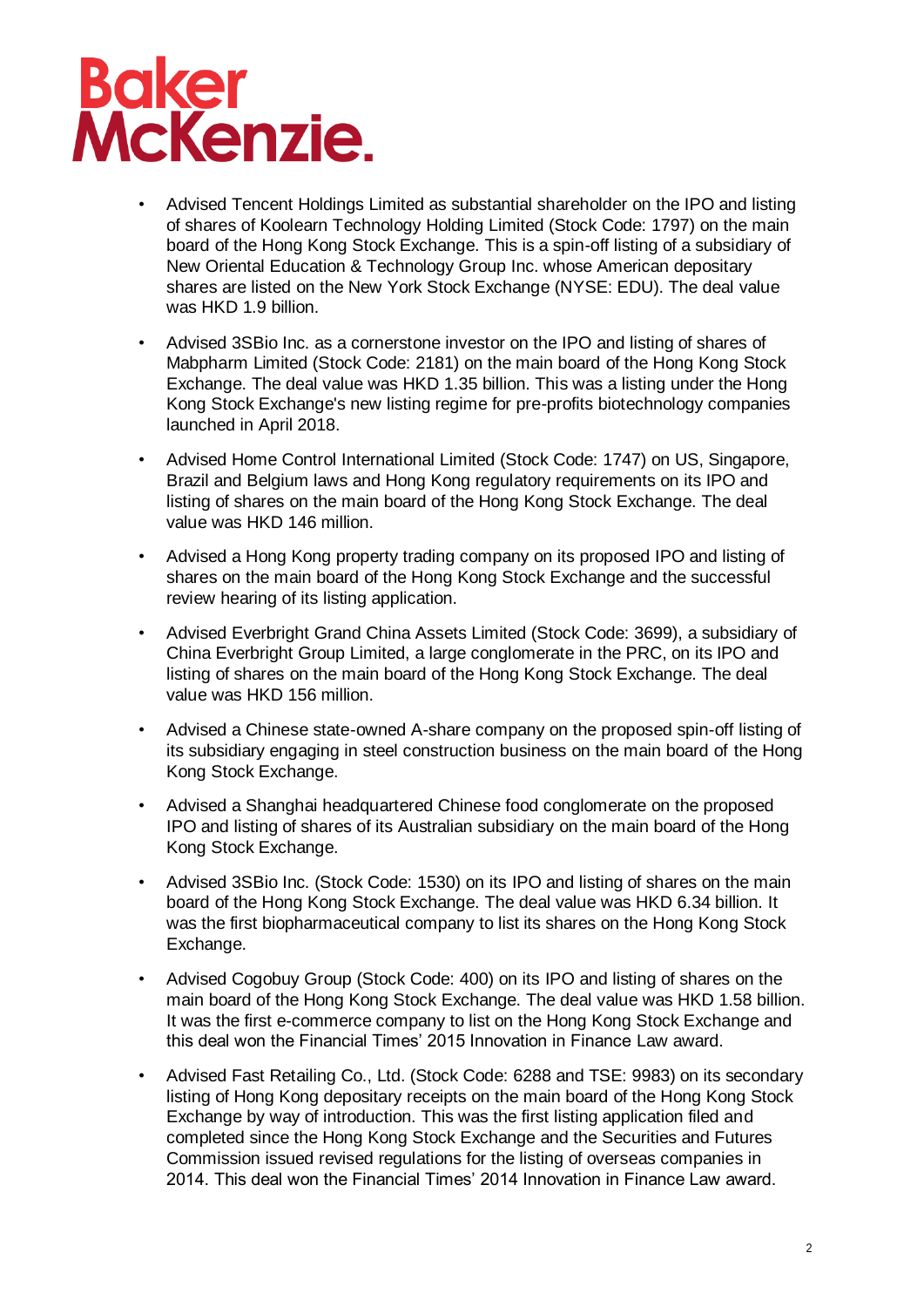- Advised Tencent Holdings Limited as substantial shareholder on the IPO and listing of shares of Koolearn Technology Holding Limited (Stock Code: 1797) on the main board of the Hong Kong Stock Exchange. This is a spin-off listing of a subsidiary of New Oriental Education & Technology Group Inc. whose American depositary shares are listed on the New York Stock Exchange (NYSE: EDU). The deal value was HKD 1.9 billion.

- Advised 3SBio Inc. as a cornerstone investor on the IPO and listing of shares of Mabpharm Limited (Stock Code: 2181) on the main board of the Hong Kong Stock Exchange. The deal value was HKD 1.35 billion. This was a listing under the Hong Kong Stock Exchange's new listing regime for pre-profits biotechnology companies launched in April 2018.

- Advised Home Control International Limited (Stock Code: 1747) on US, Singapore, Brazil and Belgium laws and Hong Kong regulatory requirements on its IPO and listing of shares on the main board of the Hong Kong Stock Exchange. The deal value was HKD 146 million.

- Advised a Hong Kong property trading company on its proposed IPO and listing of shares on the main board of the Hong Kong Stock Exchange and the successful review hearing of its listing application.

- Advised Everbright Grand China Assets Limited (Stock Code: 3699), a subsidiary of China Everbright Group Limited, a large conglomerate in the PRC, on its IPO and listing of shares on the main board of the Hong Kong Stock Exchange. The deal value was HKD 156 million.

- Advised a Chinese state-owned A-share company on the proposed spin-off listing of its subsidiary engaging in steel construction business on the main board of the Hong Kong Stock Exchange.

- Advised a Shanghai headquartered Chinese food conglomerate on the proposed IPO and listing of shares of its Australian subsidiary on the main board of the Hong Kong Stock Exchange.

- Advised 3SBio Inc. (Stock Code: 1530) on its IPO and listing of shares on the main board of the Hong Kong Stock Exchange. The deal value was HKD 6.34 billion. It was the first biopharmaceutical company to list its shares on the Hong Kong Stock Exchange.

- Advised Cogobuy Group (Stock Code: 400) on its IPO and listing of shares on the main board of the Hong Kong Stock Exchange. The deal value was HKD 1.58 billion. It was the first e-commerce company to list on the Hong Kong Stock Exchange and this deal won the Financial Times' 2015 Innovation in Finance Law award.

- Advised Fast Retailing Co., Ltd. (Stock Code: 6288 and TSE: 9983) on its secondary listing of Hong Kong depositary receipts on the main board of the Hong Kong Stock Exchange by way of introduction. This was the first listing application filed and completed since the Hong Kong Stock Exchange and the Securities and Futures Commission issued revised regulations for the listing of overseas companies in 2014. This deal won the Financial Times' 2014 Innovation in Finance Law award.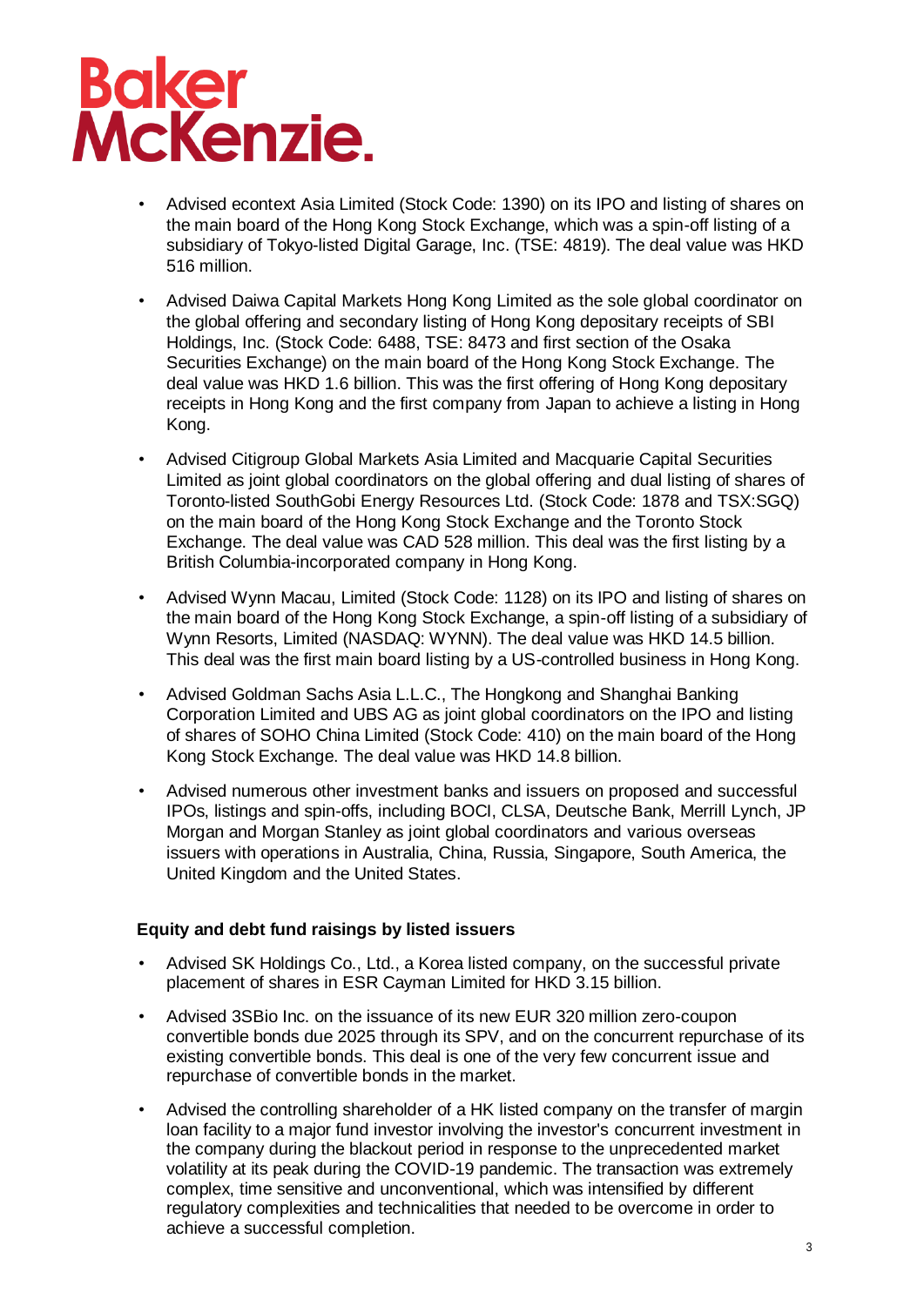- Advised econtext Asia Limited (Stock Code: 1390) on its IPO and listing of shares on the main board of the Hong Kong Stock Exchange, which was a spin-off listing of a subsidiary of Tokyo-listed Digital Garage, Inc. (TSE: 4819). The deal value was HKD 516 million.

- Advised Daiwa Capital Markets Hong Kong Limited as the sole global coordinator on the global offering and secondary listing of Hong Kong depositary receipts of SBI Holdings, Inc. (Stock Code: 6488, TSE: 8473 and first section of the Osaka Securities Exchange) on the main board of the Hong Kong Stock Exchange. The deal value was HKD 1.6 billion. This was the first offering of Hong Kong depositary receipts in Hong Kong and the first company from Japan to achieve a listing in Hong Kong.

- Advised Citigroup Global Markets Asia Limited and Macquarie Capital Securities Limited as joint global coordinators on the global offering and dual listing of shares of Toronto-listed SouthGobi Energy Resources Ltd. (Stock Code: 1878 and TSX:SGQ) on the main board of the Hong Kong Stock Exchange and the Toronto Stock Exchange. The deal value was CAD 528 million. This deal was the first listing by a British Columbia-incorporated company in Hong Kong.

- Advised Wynn Macau, Limited (Stock Code: 1128) on its IPO and listing of shares on the main board of the Hong Kong Stock Exchange, a spin-off listing of a subsidiary of Wynn Resorts, Limited (NASDAQ: WYNN). The deal value was HKD 14.5 billion. This deal was the first main board listing by a US-controlled business in Hong Kong.

- Advised Goldman Sachs Asia L.L.C., The Hongkong and Shanghai Banking Corporation Limited and UBS AG as joint global coordinators on the IPO and listing of shares of SOHO China Limited (Stock Code: 410) on the main board of the Hong Kong Stock Exchange. The deal value was HKD 14.8 billion.

- Advised numerous other investment banks and issuers on proposed and successful IPOs, listings and spin-offs, including BOCI, CLSA, Deutsche Bank, Merrill Lynch, JP Morgan and Morgan Stanley as joint global coordinators and various overseas issuers with operations in Australia, China, Russia, Singapore, South America, the United Kingdom and the United States.

**Equity and debt fund raisings by listed issuers**

- Advised SK Holdings Co., Ltd., a Korea listed company, on the successful private placement of shares in ESR Cayman Limited for HKD 3.15 billion.

- Advised 3SBio Inc. on the issuance of its new EUR 320 million zero-coupon convertible bonds due 2025 through its SPV, and on the concurrent repurchase of its existing convertible bonds. This deal is one of the very few concurrent issue and repurchase of convertible bonds in the market.

- Advised the controlling shareholder of a HK listed company on the transfer of margin loan facility to a major fund investor involving the investor's concurrent investment in the company during the blackout period in response to the unprecedented market volatility at its peak during the COVID-19 pandemic. The transaction was extremely complex, time sensitive and unconventional, which was intensified by different regulatory complexities and technicalities that needed to be overcome in order to achieve a successful completion.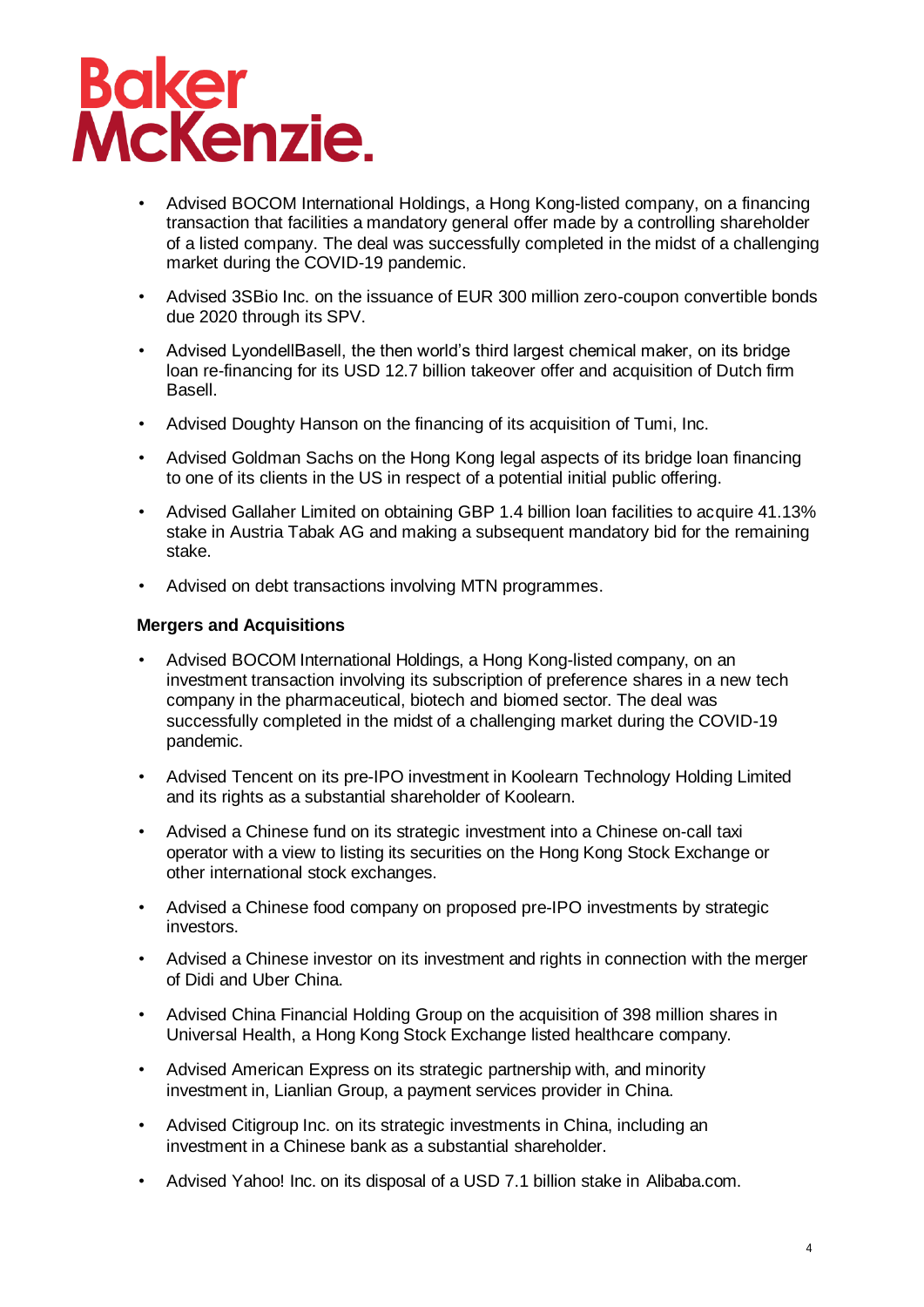- Advised BOCOM International Holdings, a Hong Kong-listed company, on a financing transaction that facilities a mandatory general offer made by a controlling shareholder of a listed company. The deal was successfully completed in the midst of a challenging market during the COVID-19 pandemic.
- Advised 3SBio Inc. on the issuance of EUR 300 million zero-coupon convertible bonds due 2020 through its SPV.
- Advised LyondellBasell, the then world's third largest chemical maker, on its bridge loan re-financing for its USD 12.7 billion takeover offer and acquisition of Dutch firm Basell.
- Advised Doughty Hanson on the financing of its acquisition of Tumi, Inc.
- Advised Goldman Sachs on the Hong Kong legal aspects of its bridge loan financing to one of its clients in the US in respect of a potential initial public offering.
- Advised Gallaher Limited on obtaining GBP 1.4 billion loan facilities to acquire 41.13% stake in Austria Tabak AG and making a subsequent mandatory bid for the remaining stake.
- Advised on debt transactions involving MTN programmes.

**Mergers and Acquisitions**

- Advised BOCOM International Holdings, a Hong Kong-listed company, on an investment transaction involving its subscription of preference shares in a new tech company in the pharmaceutical, biotech and biomed sector. The deal was successfully completed in the midst of a challenging market during the COVID-19 pandemic.
- Advised Tencent on its pre-IPO investment in Koolearn Technology Holding Limited and its rights as a substantial shareholder of Koolearn.
- Advised a Chinese fund on its strategic investment into a Chinese on-call taxi operator with a view to listing its securities on the Hong Kong Stock Exchange or other international stock exchanges.
- Advised a Chinese food company on proposed pre-IPO investments by strategic investors.
- Advised a Chinese investor on its investment and rights in connection with the merger of Didi and Uber China.
- Advised China Financial Holding Group on the acquisition of 398 million shares in Universal Health, a Hong Kong Stock Exchange listed healthcare company.
- Advised American Express on its strategic partnership with, and minority investment in, Lianlian Group, a payment services provider in China.
- Advised Citigroup Inc. on its strategic investments in China, including an investment in a Chinese bank as a substantial shareholder.
- Advised Yahoo! Inc. on its disposal of a USD 7.1 billion stake in Alibaba.com.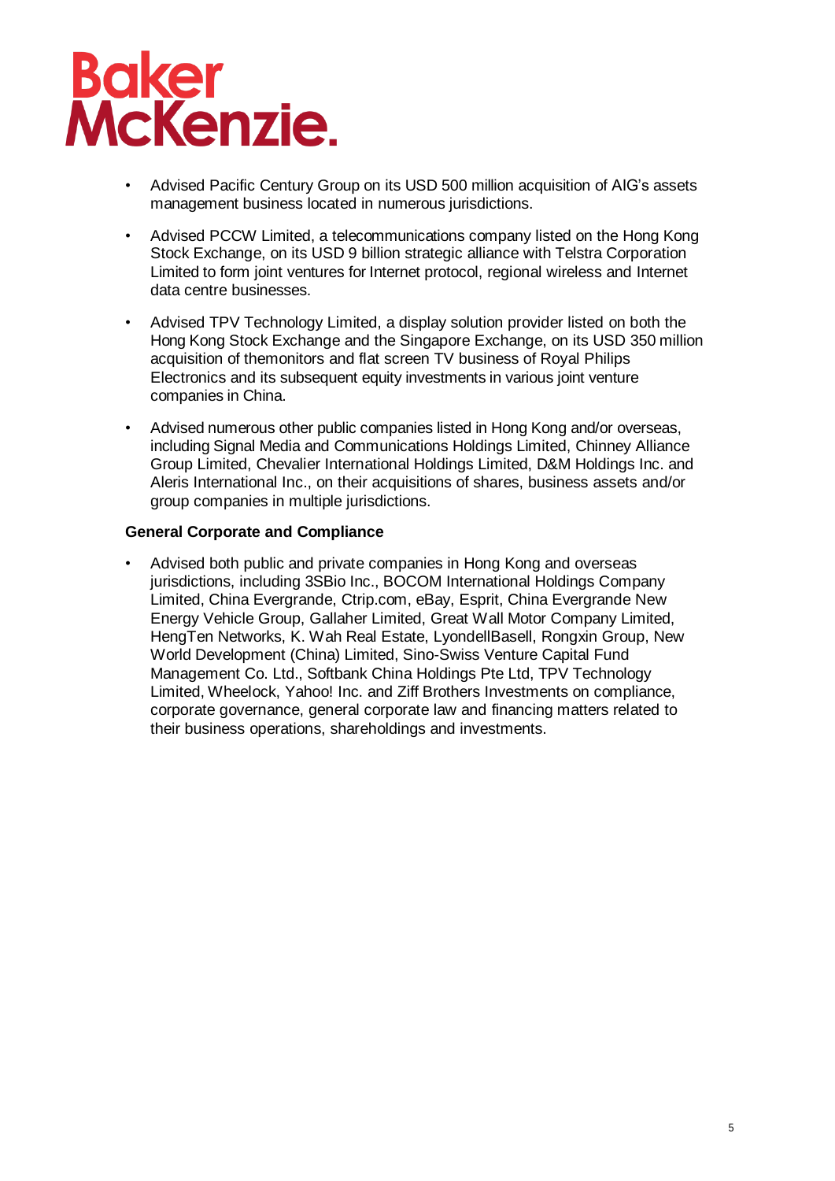- Advised Pacific Century Group on its USD 500 million acquisition of AIG's assets management business located in numerous jurisdictions.
- Advised PCCW Limited, a telecommunications company listed on the Hong Kong Stock Exchange, on its USD 9 billion strategic alliance with Telstra Corporation Limited to form joint ventures for Internet protocol, regional wireless and Internet data centre businesses.
- Advised TPV Technology Limited, a display solution provider listed on both the Hong Kong Stock Exchange and the Singapore Exchange, on its USD 350 million acquisition of themonitors and flat screen TV business of Royal Philips Electronics and its subsequent equity investments in various joint venture companies in China.
- Advised numerous other public companies listed in Hong Kong and/or overseas, including Signal Media and Communications Holdings Limited, Chinney Alliance Group Limited, Chevalier International Holdings Limited, D&M Holdings Inc. and Aleris International Inc., on their acquisitions of shares, business assets and/or group companies in multiple jurisdictions.

**General Corporate and Compliance**

- Advised both public and private companies in Hong Kong and overseas jurisdictions, including 3SBio Inc., BOCOM International Holdings Company Limited, China Evergrande, Ctrip.com, eBay, Esprit, China Evergrande New Energy Vehicle Group, Gallaher Limited, Great Wall Motor Company Limited, HengTen Networks, K. Wah Real Estate, LyondellBasell, Rongxin Group, New World Development (China) Limited, Sino-Swiss Venture Capital Fund Management Co. Ltd., Softbank China Holdings Pte Ltd, TPV Technology Limited, Wheelock, Yahoo! Inc. and Ziff Brothers Investments on compliance, corporate governance, general corporate law and financing matters related to their business operations, shareholdings and investments.